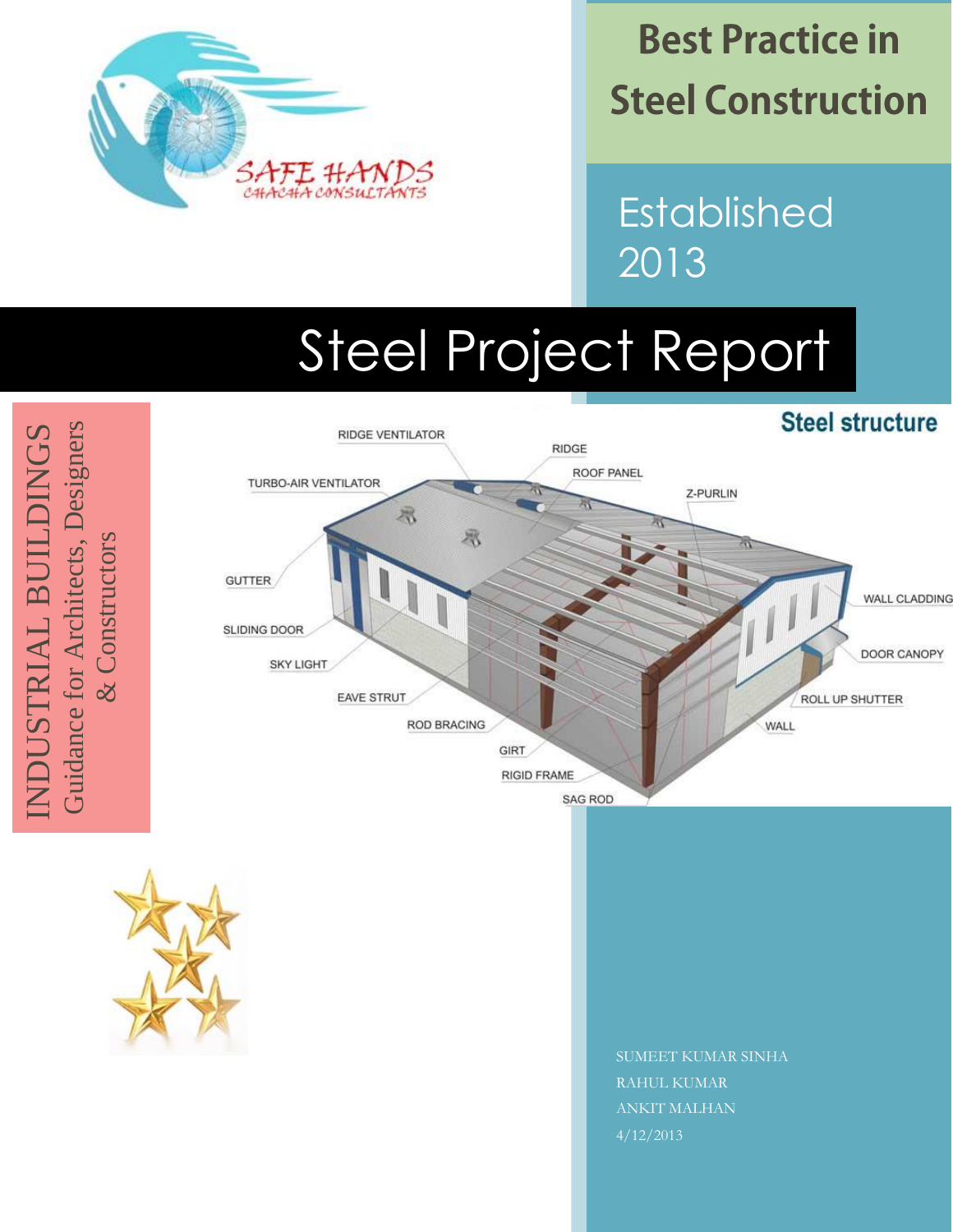SAFE HANDS
CHACHA CONSULTANTS

# Best Practice in Steel Construction

Established 2013

# Steel Project Report

## INDUSTRIAL BUILDINGS

Guidance for Architects, Designers & Constructors

Steel structure

RIDGE VENTILATOR
RIDGE
ROOF PANEL
TURBO-AIR VENTILATOR
Z-PURLIN
GUTTER
WALL CLADDING
SLIDING DOOR
DOOR CANOPY
SKY LIGHT
ROLL UP SHUTTER
EAVE STRUT
WALL
ROD BRACING
GIRT
RIGID FRAME
SAG ROD

SUMEET KUMAR SINHA
RAHUL KUMAR
ANKIT MALHAN
4/12/2013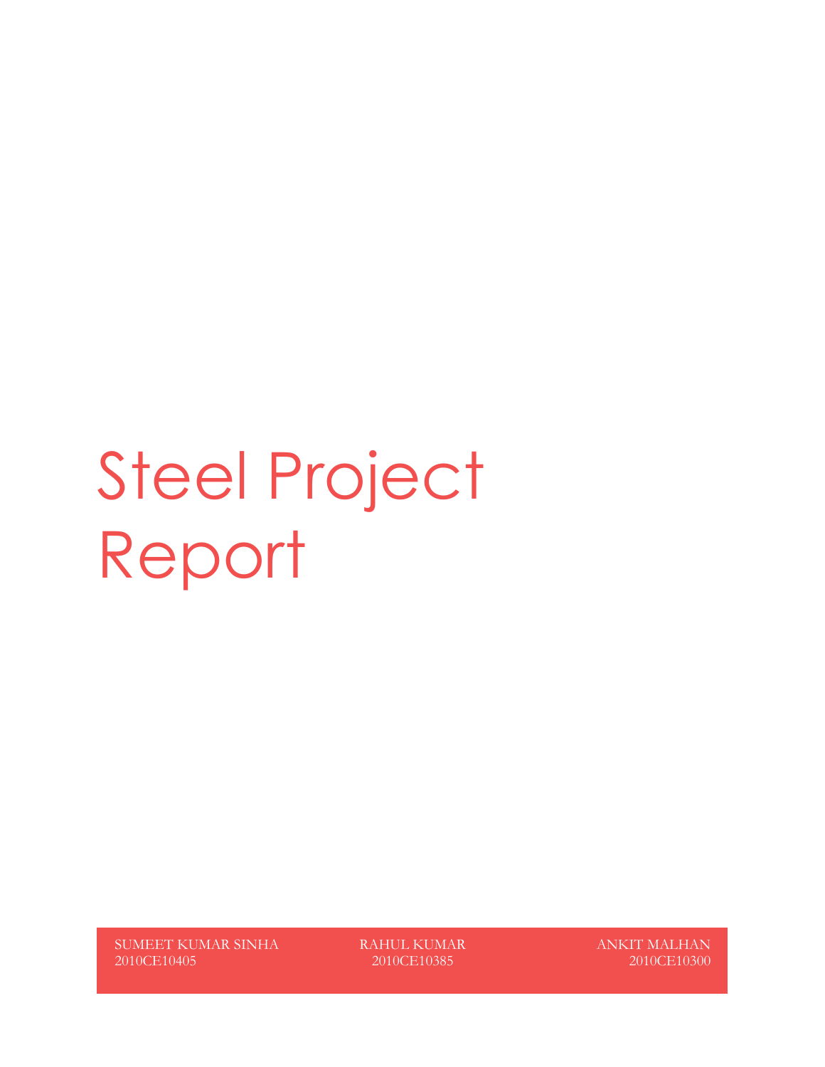# Steel Project Report

| SUMEET KUMAR SINHA | RAHUL KUMAR | ANKIT MALHAN |
| --- | --- | --- |
| 2010CE10405 | 2010CE10385 | 2010CE10300 |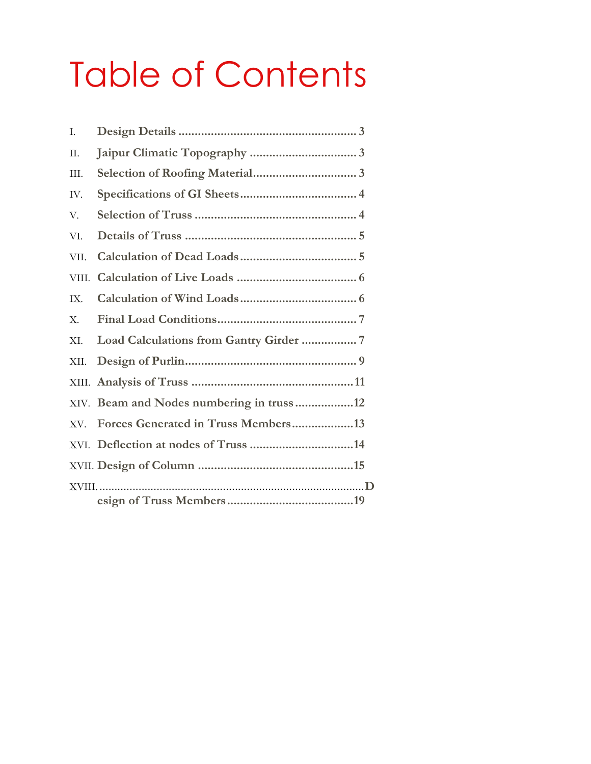# Table of Contents

I. **Design Details** ........................................................ 3

II. **Jaipur Climatic Topography** ................................ 3

III. **Selection of Roofing Material** ............................... 3

IV. **Specifications of GI Sheets** .................................... 4

V. **Selection of Truss** ................................................... 4

VI. **Details of Truss** ..................................................... 5

VII. **Calculation of Dead Loads** .................................... 5

VIII. **Calculation of Live Loads** ..................................... 6

IX. **Calculation of Wind Loads** .................................... 6

X. **Final Load Conditions** ............................................ 7

XI. **Load Calculations from Gantry Girder** ................. 7

XII. **Design of Purlin** ...................................................... 9

XIII. **Analysis of Truss** ................................................... 11

XIV. **Beam and Nodes numbering in truss** .................. 12

XV. **Forces Generated in Truss Members** ................... 13

XVI. **Deflection at nodes of Truss** ................................ 14

XVII. **Design of Column** ................................................ 15

XVIII. **Design of Truss Members** ....................................... 19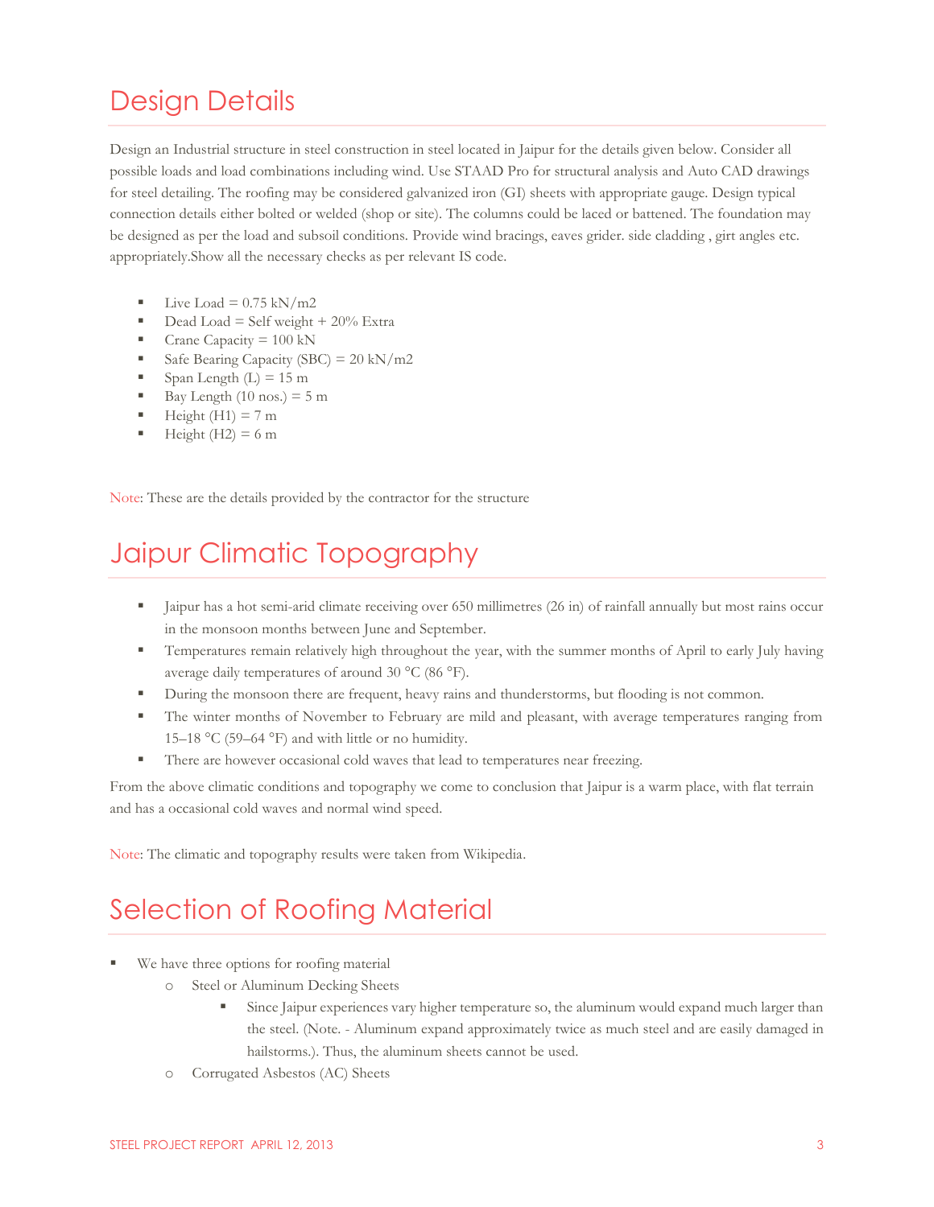# Design Details

Design an Industrial structure in steel construction in steel located in Jaipur for the details given below. Consider all possible loads and load combinations including wind. Use STAAD Pro for structural analysis and Auto CAD drawings for steel detailing. The roofing may be considered galvanized iron (GI) sheets with appropriate gauge. Design typical connection details either bolted or welded (shop or site). The columns could be laced or battened. The foundation may be designed as per the load and subsoil conditions. Provide wind bracings, eaves grider. side cladding , girt angles etc. appropriately.Show all the necessary checks as per relevant IS code.

- Live Load = 0.75 kN/m2
- Dead Load = Self weight + 20% Extra
- Crane Capacity = 100 kN
- Safe Bearing Capacity (SBC) = 20 kN/m2
- Span Length (L) = 15 m
- Bay Length (10 nos.) = 5 m
- Height (H1) = 7 m
- Height (H2) = 6 m

Note: These are the details provided by the contractor for the structure

# Jaipur Climatic Topography

- Jaipur has a hot semi-arid climate receiving over 650 millimetres (26 in) of rainfall annually but most rains occur in the monsoon months between June and September.
- Temperatures remain relatively high throughout the year, with the summer months of April to early July having average daily temperatures of around 30 °C (86 °F).
- During the monsoon there are frequent, heavy rains and thunderstorms, but flooding is not common.
- The winter months of November to February are mild and pleasant, with average temperatures ranging from 15–18 °C (59–64 °F) and with little or no humidity.
- There are however occasional cold waves that lead to temperatures near freezing.

From the above climatic conditions and topography we come to conclusion that Jaipur is a warm place, with flat terrain and has a occasional cold waves and normal wind speed.

Note: The climatic and topography results were taken from Wikipedia.

# Selection of Roofing Material

- We have three options for roofing material
  - Steel or Aluminum Decking Sheets
    - Since Jaipur experiences vary higher temperature so, the aluminum would expand much larger than the steel. (Note. - Aluminum expand approximately twice as much steel and are easily damaged in hailstorms.). Thus, the aluminum sheets cannot be used.
  - Corrugated Asbestos (AC) Sheets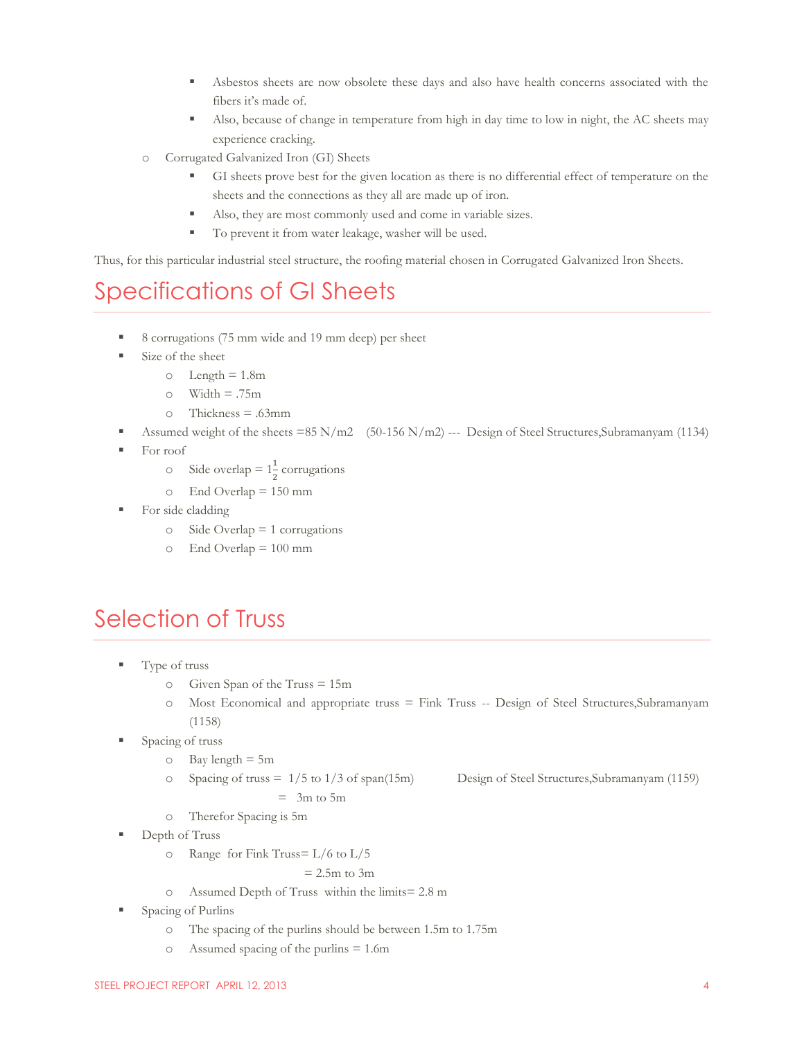- Asbestos sheets are now obsolete these days and also have health concerns associated with the fibers it's made of.
    - Also, because of change in temperature from high in day time to low in night, the AC sheets may experience cracking.
  - Corrugated Galvanized Iron (GI) Sheets
    - GI sheets prove best for the given location as there is no differential effect of temperature on the sheets and the connections as they all are made up of iron.
    - Also, they are most commonly used and come in variable sizes.
    - To prevent it from water leakage, washer will be used.

Thus, for this particular industrial steel structure, the roofing material chosen in Corrugated Galvanized Iron Sheets.

# Specifications of GI Sheets

- 8 corrugations (75 mm wide and 19 mm deep) per sheet
- Size of the sheet
  - Length = 1.8m
  - Width = .75m
  - Thickness = .63mm
- Assumed weight of the sheets =85 N/m2 (50-156 N/m2) --- Design of Steel Structures,Subramanyam (1134)
- For roof
  - Side overlap = $1\frac{1}{2}$ corrugations
  - End Overlap = 150 mm
- For side cladding
  - Side Overlap = 1 corrugations
  - End Overlap = 100 mm

# Selection of Truss

- Type of truss
  - Given Span of the Truss = 15m
  - Most Economical and appropriate truss = Fink Truss -- Design of Steel Structures,Subramanyam (1158)
- Spacing of truss
  - Bay length = 5m
  - Spacing of truss = 1/5 to 1/3 of span(15m) Design of Steel Structures,Subramanyam (1159)

    = 3m to 5m
  - Therefor Spacing is 5m
- Depth of Truss
  - Range for Fink Truss= L/6 to L/5

    = 2.5m to 3m
  - Assumed Depth of Truss within the limits= 2.8 m
- Spacing of Purlins
  - The spacing of the purlins should be between 1.5m to 1.75m
  - Assumed spacing of the purlins = 1.6m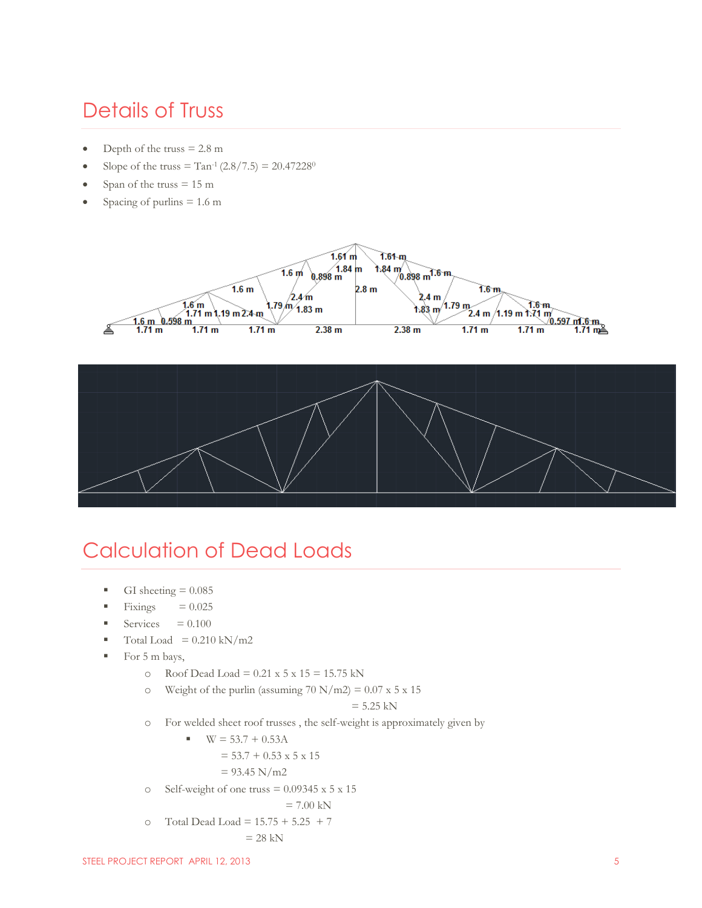# Details of Truss

- Depth of the truss = 2.8 m
- Slope of the truss = $\tan^{-1}(2.8/7.5) = 20.47228^0$
- Span of the truss = 15 m
- Spacing of purlins = 1.6 m

# Calculation of Dead Loads

- GI sheeting = 0.085
- Fixings = 0.025
- Services = 0.100
- Total Load = 0.210 kN/m2
- For 5 m bays,
  - Roof Dead Load = 0.21 x 5 x 15 = 15.75 kN
  - Weight of the purlin (assuming 70 N/m2) = 0.07 x 5 x 15
    = 5.25 kN
  - For welded sheet roof trusses , the self-weight is approximately given by
    - W = 53.7 + 0.53A
      = 53.7 + 0.53 x 5 x 15
      = 93.45 N/m2
  - Self-weight of one truss = 0.09345 x 5 x 15
    = 7.00 kN
  - Total Dead Load = 15.75 + 5.25 + 7
    = 28 kN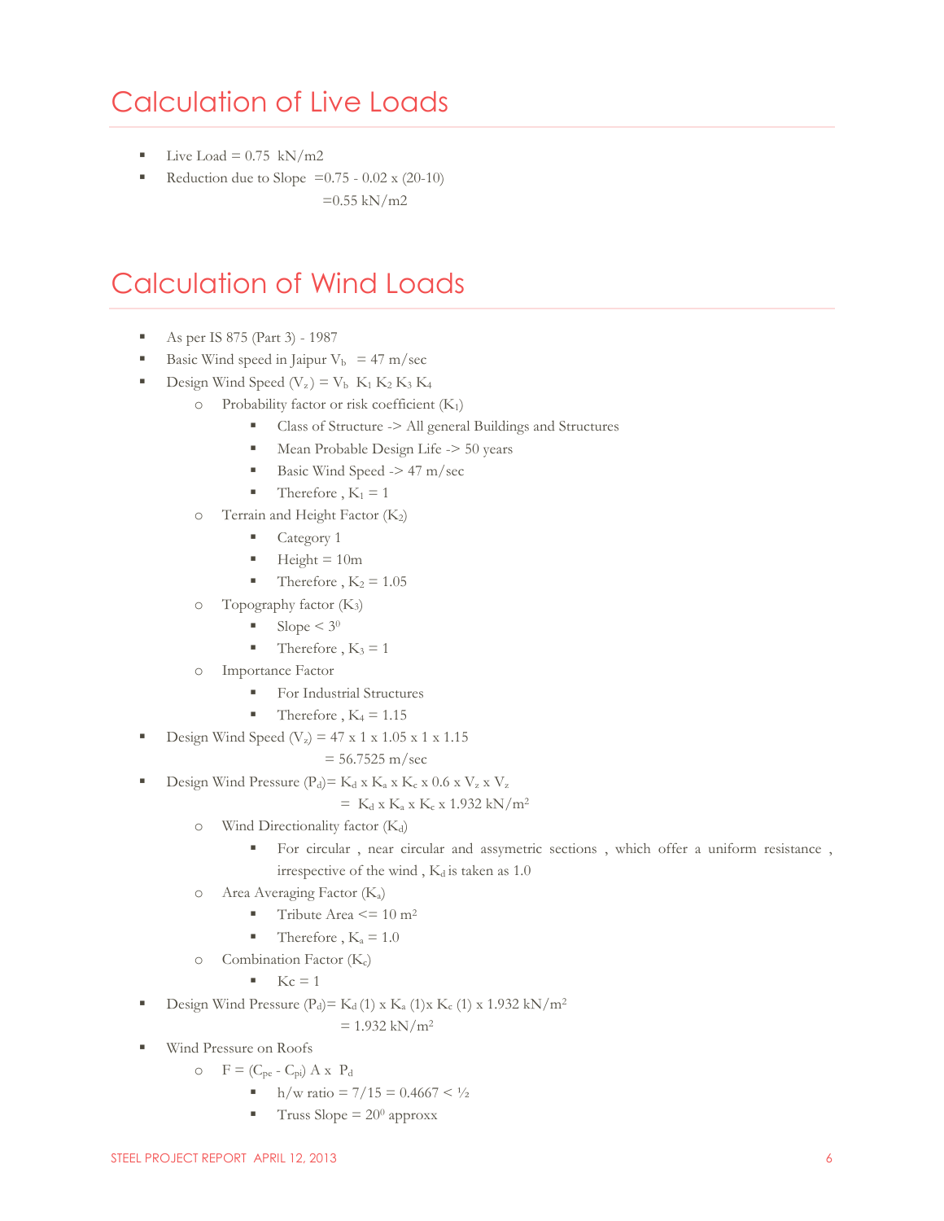# Calculation of Live Loads

- Live Load = 0.75 kN/m2
- Reduction due to Slope =0.75 - 0.02 x (20-10)
  =0.55 kN/m2

# Calculation of Wind Loads

- As per IS 875 (Part 3) - 1987
- Basic Wind speed in Jaipur $V_b$ = 47 m/sec
- Design Wind Speed ($V_z$) = $V_b$ $K_1$ $K_2$ $K_3$ $K_4$
  - Probability factor or risk coefficient ($K_1$)
    - Class of Structure -> All general Buildings and Structures
    - Mean Probable Design Life -> 50 years
    - Basic Wind Speed -> 47 m/sec
    - Therefore , $K_1$ = 1
  - Terrain and Height Factor ($K_2$)
    - Category 1
    - Height = 10m
    - Therefore , $K_2$ = 1.05
  - Topography factor ($K_3$)
    - Slope < $3^0$
    - Therefore , $K_3$ = 1
  - Importance Factor
    - For Industrial Structures
    - Therefore , $K_4$ = 1.15
- Design Wind Speed ($V_z$) = 47 x 1 x 1.05 x 1 x 1.15
  = 56.7525 m/sec
- Design Wind Pressure ($P_d$)= $K_d$ x $K_a$ x $K_c$ x 0.6 x $V_z$ x $V_z$
  = $K_d$ x $K_a$ x $K_c$ x 1.932 kN/m$^2$
  - Wind Directionality factor ($K_d$)
    - For circular , near circular and assymetric sections , which offer a uniform resistance , irrespective of the wind , $K_d$ is taken as 1.0
  - Area Averaging Factor ($K_a$)
    - Tribute Area <= 10 m$^2$
    - Therefore , $K_a$ = 1.0
  - Combination Factor ($K_c$)
    - Kc = 1
- Design Wind Pressure ($P_d$)= $K_d$ (1) x $K_a$ (1)x $K_c$ (1) x 1.932 kN/m$^2$
  = 1.932 kN/m$^2$
- Wind Pressure on Roofs
  - F = ($C_{pe}$ - $C_{pi}$) A x $P_d$
    - h/w ratio = 7/15 = 0.4667 < ½
    - Truss Slope = $20^0$ approxx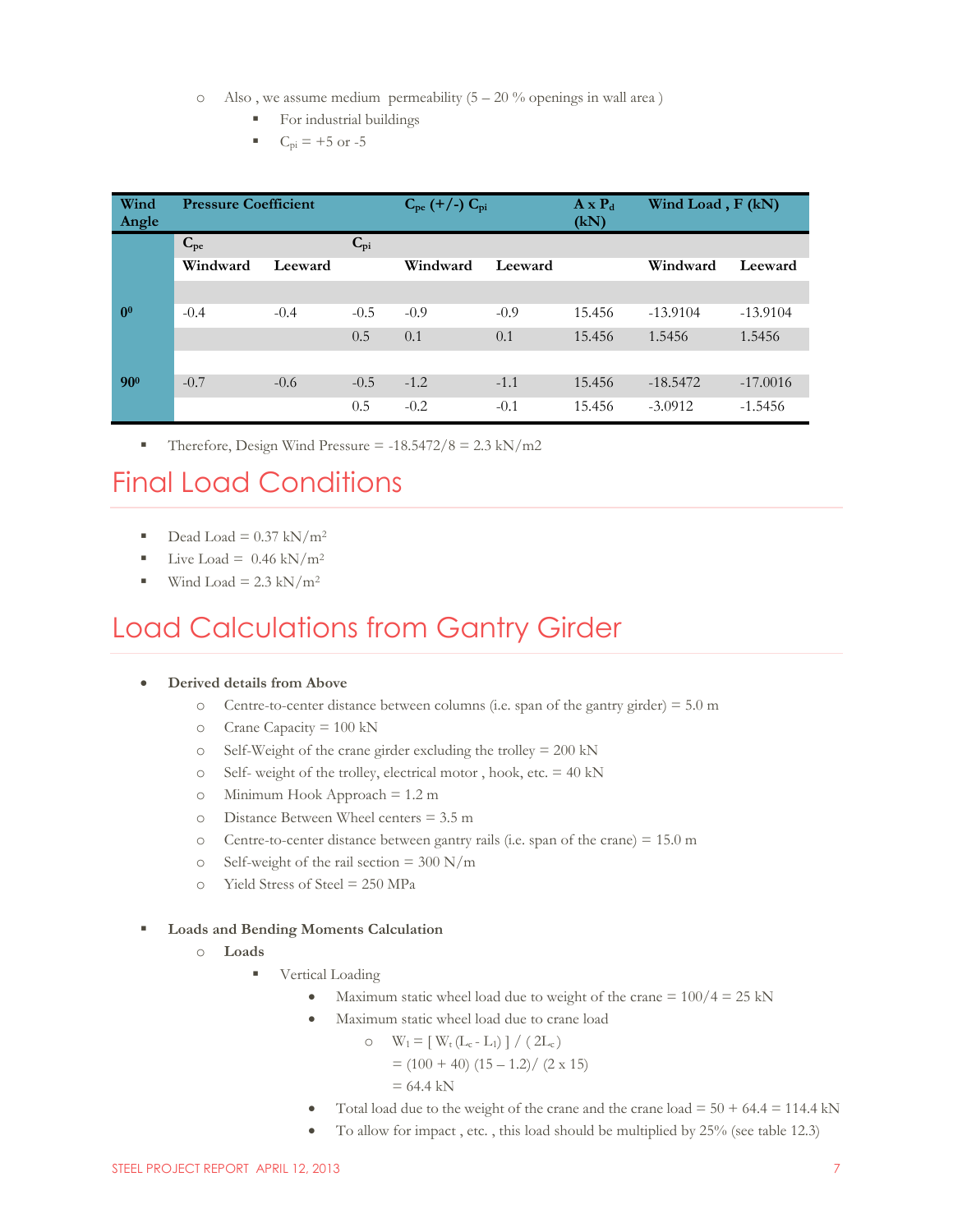- Also , we assume medium permeability (5 – 20 % openings in wall area )
  - For industrial buildings
  - $C_{pi}$ = +5 or -5

| Wind Angle | Pressure Coefficient | | | $C_{pe}$ (+/-) $C_{pi}$ | | A x $P_d$ (kN) | Wind Load , F (kN) | |
|---|---|---|---|---|---|---|---|---|
| | $C_{pe}$ | | $C_{pi}$ | | | | | |
| | Windward | Leeward | | Windward | Leeward | | Windward | Leeward |
| $0^0$ | -0.4 | -0.4 | -0.5 | -0.9 | -0.9 | 15.456 | -13.9104 | -13.9104 |
| | | | 0.5 | 0.1 | 0.1 | 15.456 | 1.5456 | 1.5456 |
| $90^0$ | -0.7 | -0.6 | -0.5 | -1.2 | -1.1 | 15.456 | -18.5472 | -17.0016 |
| | | | 0.5 | -0.2 | -0.1 | 15.456 | -3.0912 | -1.5456 |

- Therefore, Design Wind Pressure = -18.5472/8 = 2.3 kN/m2

# Final Load Conditions

- Dead Load = 0.37 kN/m$^2$
- Live Load = 0.46 kN/m$^2$
- Wind Load = 2.3 kN/m$^2$

# Load Calculations from Gantry Girder

- **Derived details from Above**
  - Centre-to-center distance between columns (i.e. span of the gantry girder) = 5.0 m
  - Crane Capacity = 100 kN
  - Self-Weight of the crane girder excluding the trolley = 200 kN
  - Self- weight of the trolley, electrical motor , hook, etc. = 40 kN
  - Minimum Hook Approach = 1.2 m
  - Distance Between Wheel centers = 3.5 m
  - Centre-to-center distance between gantry rails (i.e. span of the crane) = 15.0 m
  - Self-weight of the rail section = 300 N/m
  - Yield Stress of Steel = 250 MPa

- **Loads and Bending Moments Calculation**
  - **Loads**
    - Vertical Loading
      - Maximum static wheel load due to weight of the crane = 100/4 = 25 kN
      - Maximum static wheel load due to crane load
        - $W_l = [\ W_t\,(L_c - L_l)\ ]\ /\ (\ 2L_c)$

          = (100 + 40) (15 – 1.2)/ (2 x 15)

          = 64.4 kN
      - Total load due to the weight of the crane and the crane load = 50 + 64.4 = 114.4 kN
      - To allow for impact , etc. , this load should be multiplied by 25% (see table 12.3)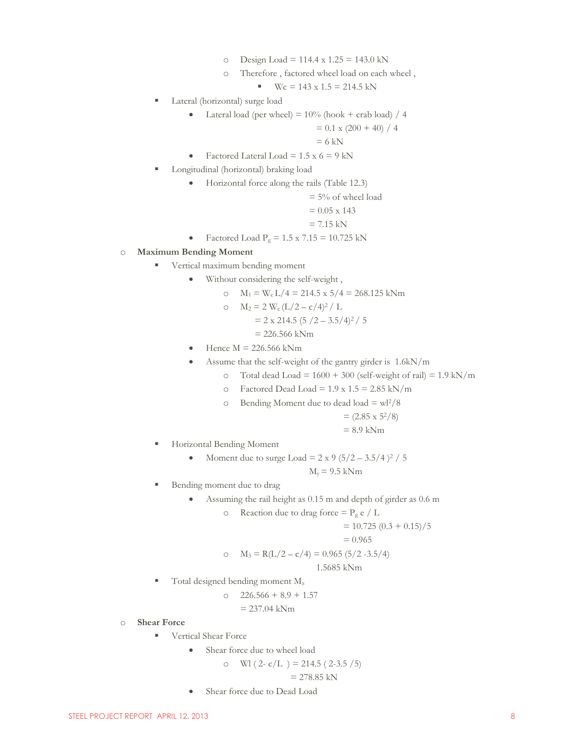- Design Load = 114.4 x 1.25 = 143.0 kN
- Therefore , factored wheel load on each wheel ,
  - Wc = 143 x 1.5 = 214.5 kN

- Lateral (horizontal) surge load
  - Lateral load (per wheel) = 10% (hook + crab load) / 4
    
    = 0.1 x (200 + 40) / 4
    
    = 6 kN
  - Factored Lateral Load = 1.5 x 6 = 9 kN
- Longitudinal (horizontal) braking load
  - Horizontal force along the rails (Table 12.3)
    
    = 5% of wheel load
    
    = 0.05 x 143
    
    = 7.15 kN
  - Factored Load $P_g$ = 1.5 x 7.15 = 10.725 kN

**Maximum Bending Moment**

- Vertical maximum bending moment
  - Without considering the self-weight ,
    - $M_1 = W_c L/4$ = 214.5 x 5/4 = 268.125 kNm
    - $M_2 = 2\, W_c (L/2 – c/4)^2 / L$
      
      = 2 x 214.5 (5 /2 – 3.5/4)$^2$ / 5
      
      = 226.566 kNm
  - Hence M = 226.566 kNm
  - Assume that the self-weight of the gantry girder is 1.6kN/m
    - Total dead Load = 1600 + 300 (self-weight of rail) = 1.9 kN/m
    - Factored Dead Load = 1.9 x 1.5 = 2.85 kN/m
    - Bending Moment due to dead load = $wl^2/8$
      
      = (2.85 x $5^2$/8)
      
      = 8.9 kNm
- Horizontal Bending Moment
  - Moment due to surge Load = 2 x 9 (5/2 – 3.5/4 )$^2$ / 5
    
    $M_y$ = 9.5 kNm
- Bending moment due to drag
  - Assuming the rail height as 0.15 m and depth of girder as 0.6 m
    - Reaction due to drag force = $P_g$ e / L
      
      = 10.725 (0.3 + 0.15)/5
      
      = 0.965
    - $M_3$ = R(L/2 – c/4) = 0.965 (5/2 -3.5/4)
      
      1.5685 kNm
- Total designed bending moment $M_z$
  - 226.566 + 8.9 + 1.57
    
    = 237.04 kNm

**Shear Force**

- Vertical Shear Force
  - Shear force due to wheel load
    - Wl ( 2- c/L ) = 214.5 ( 2-3.5 /5)
      
      = 278.85 kN
  - Shear force due to Dead Load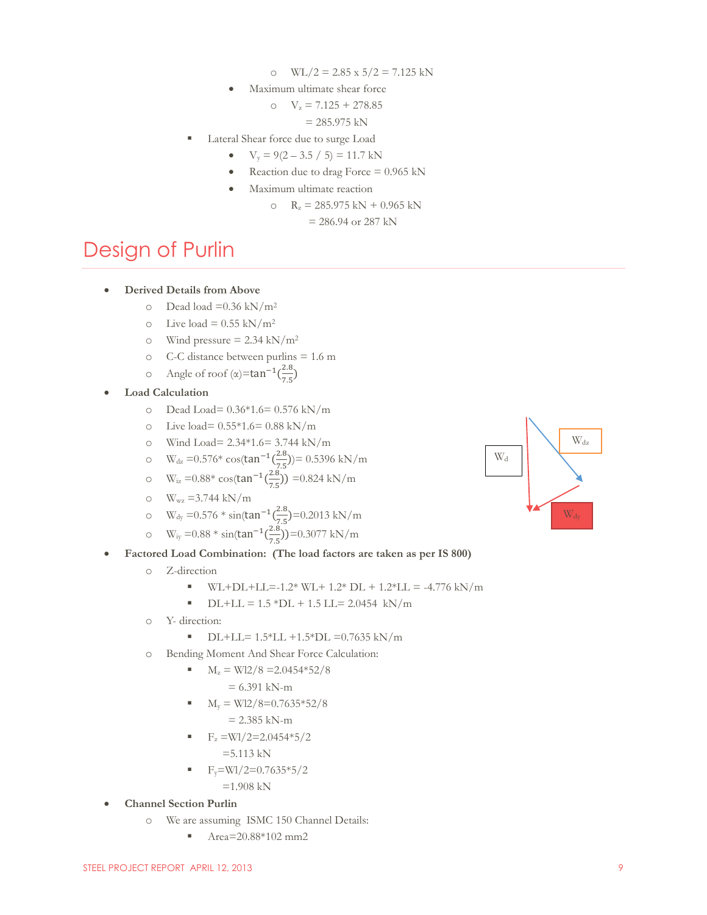- $WL/2 = 2.85 \times 5/2 = 7.125$ kN
  - Maximum ultimate shear force
    - $V_z = 7.125 + 278.85$

      $= 285.975$ kN
- Lateral Shear force due to surge Load
  - $V_y = 9(2 – 3.5 / 5) = 11.7$ kN
  - Reaction due to drag Force = 0.965 kN
  - Maximum ultimate reaction
    - $R_z = 285.975$ kN + 0.965 kN

      = 286.94 or 287 kN

# Design of Purlin

- **Derived Details from Above**
  - Dead load =0.36 kN/m²
  - Live load = 0.55 kN/m²
  - Wind pressure = 2.34 kN/m²
  - C-C distance between purlins = 1.6 m
  - Angle of roof (α)=$\tan^{-1}(\frac{2.8}{7.5})$
- **Load Calculation**
  - Dead Load= 0.36*1.6= 0.576 kN/m
  - Live load= 0.55*1.6= 0.88 kN/m
  - Wind Load= 2.34*1.6= 3.744 kN/m
  - $W_{dz}$ =0.576* $\cos(\tan^{-1}(\frac{2.8}{7.5}))$= 0.5396 kN/m
  - $W_{iz}$ =0.88* $\cos(\tan^{-1}(\frac{2.8}{7.5}))$ =0.824 kN/m
  - $W_{wz}$ =3.744 kN/m
  - $W_{dy}$ =0.576 * $\sin(\tan^{-1}(\frac{2.8}{7.5}))$=0.2013 kN/m
  - $W_{iy}$ =0.88 * $\sin(\tan^{-1}(\frac{2.8}{7.5}))$=0.3077 kN/m

$W_d$ $W_{dz}$ $W_{dy}$

- **Factored Load Combination: (The load factors are taken as per IS 800)**
  - Z-direction
    - WL+DL+LL=-1.2* WL+ 1.2* DL + 1.2*LL = -4.776 kN/m
    - DL+LL = 1.5 *DL + 1.5 LL= 2.0454 kN/m
  - Y- direction:
    - DL+LL= 1.5*LL +1.5*DL =0.7635 kN/m
  - Bending Moment And Shear Force Calculation:
    - $M_z$ = Wl2/8 =2.0454*52/8

      = 6.391 kN-m
    - $M_y$ = Wl2/8=0.7635*52/8

      = 2.385 kN-m
    - $F_z$ =Wl/2=2.0454*5/2

      =5.113 kN
    - $F_y$=Wl/2=0.7635*5/2

      =1.908 kN
- **Channel Section Purlin**
  - We are assuming ISMC 150 Channel Details:
    - Area=20.88*102 mm2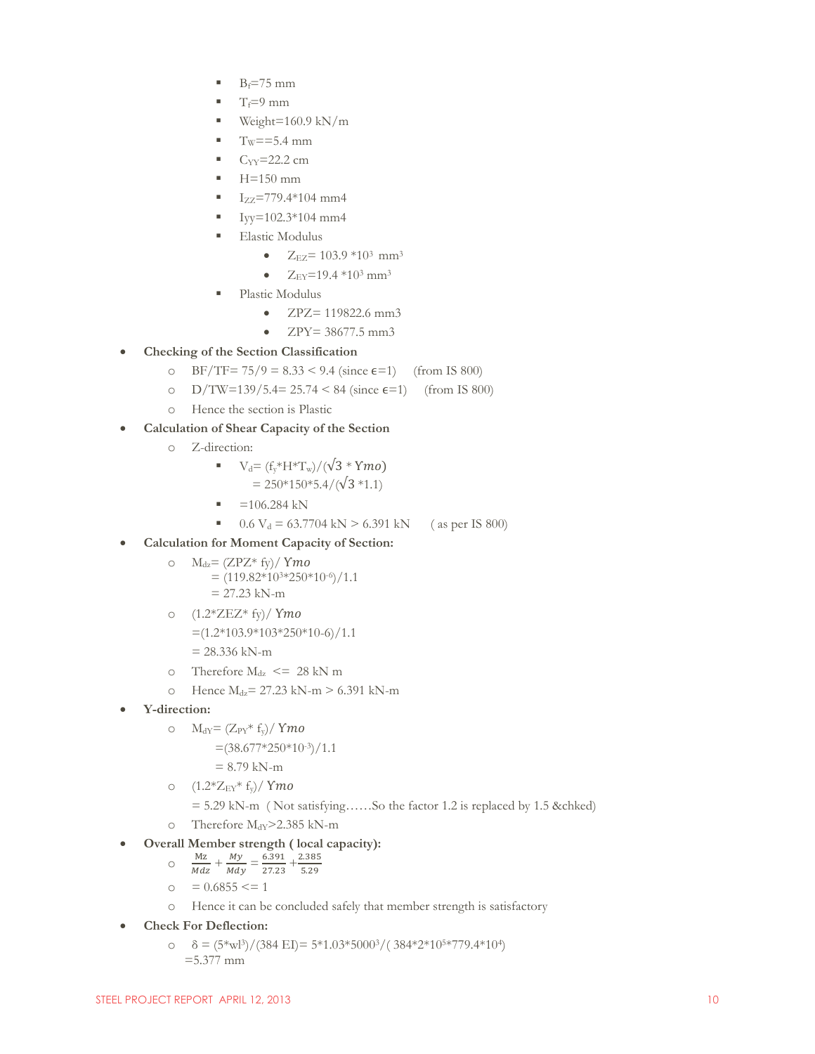- $B_f$=75 mm
- $T_f$=9 mm
- Weight=160.9 kN/m
- $T_W$==5.4 mm
- $C_{YY}$=22.2 cm
- H=150 mm
- $I_{ZZ}$=779.4*104 mm4
- Iyy=102.3*104 mm4
- Elastic Modulus
  - $Z_{EZ}$= 103.9 *$10^3$ $mm^3$
  - $Z_{EY}$=19.4 *$10^3$ $mm^3$
- Plastic Modulus
  - ZPZ= 119822.6 mm3
  - ZPY= 38677.5 mm3

- **Checking of the Section Classification**
  - BF/TF= 75/9 = 8.33 < 9.4 (since $\epsilon$=1) (from IS 800)
  - D/TW=139/5.4= 25.74 < 84 (since $\epsilon$=1) (from IS 800)
  - Hence the section is Plastic
- **Calculation of Shear Capacity of the Section**
  - Z-direction:
    - $V_d$= $(f_y*H*T_w)/(\sqrt{3} * Ymo)$
      = $250*150*5.4/(\sqrt{3} *1.1)$
    - =106.284 kN
    - 0.6 $V_d$ = 63.7704 kN > 6.391 kN ( as per IS 800)
- **Calculation for Moment Capacity of Section:**
  - $M_{dz}$= (ZPZ* fy)/ $Ymo$
    = $(119.82*10^3*250*10^{-6})/1.1$
    = 27.23 kN-m
  - (1.2*ZEZ* fy)/ $Ymo$
    =(1.2*103.9*103*250*10-6)/1.1
    = 28.336 kN-m
  - Therefore $M_{dz}$ <= 28 kN m
  - Hence $M_{dz}$= 27.23 kN-m > 6.391 kN-m
- **Y-direction:**
  - $M_{dY}$= $(Z_{PY}* f_y)/ Ymo$
    =$(38.677*250*10^{-3})/1.1$
    = 8.79 kN-m
  - $(1.2*Z_{EY}* f_y)/ Ymo$
    = 5.29 kN-m ( Not satisfying……So the factor 1.2 is replaced by 1.5 &chked)
  - Therefore $M_{dY}$>2.385 kN-m
- **Overall Member strength ( local capacity):**
  - $\frac{Mz}{Mdz} + \frac{My}{Mdy} = \frac{6.391}{27.23} + \frac{2.385}{5.29}$
  - = 0.6855 <= 1
  - Hence it can be concluded safely that member strength is satisfactory
- **Check For Deflection:**
  - $\delta$ = $(5*wl^3)/(384\ EI)$= $5*1.03*5000^3/( 384*2*10^5*779.4*10^4)$
    =5.377 mm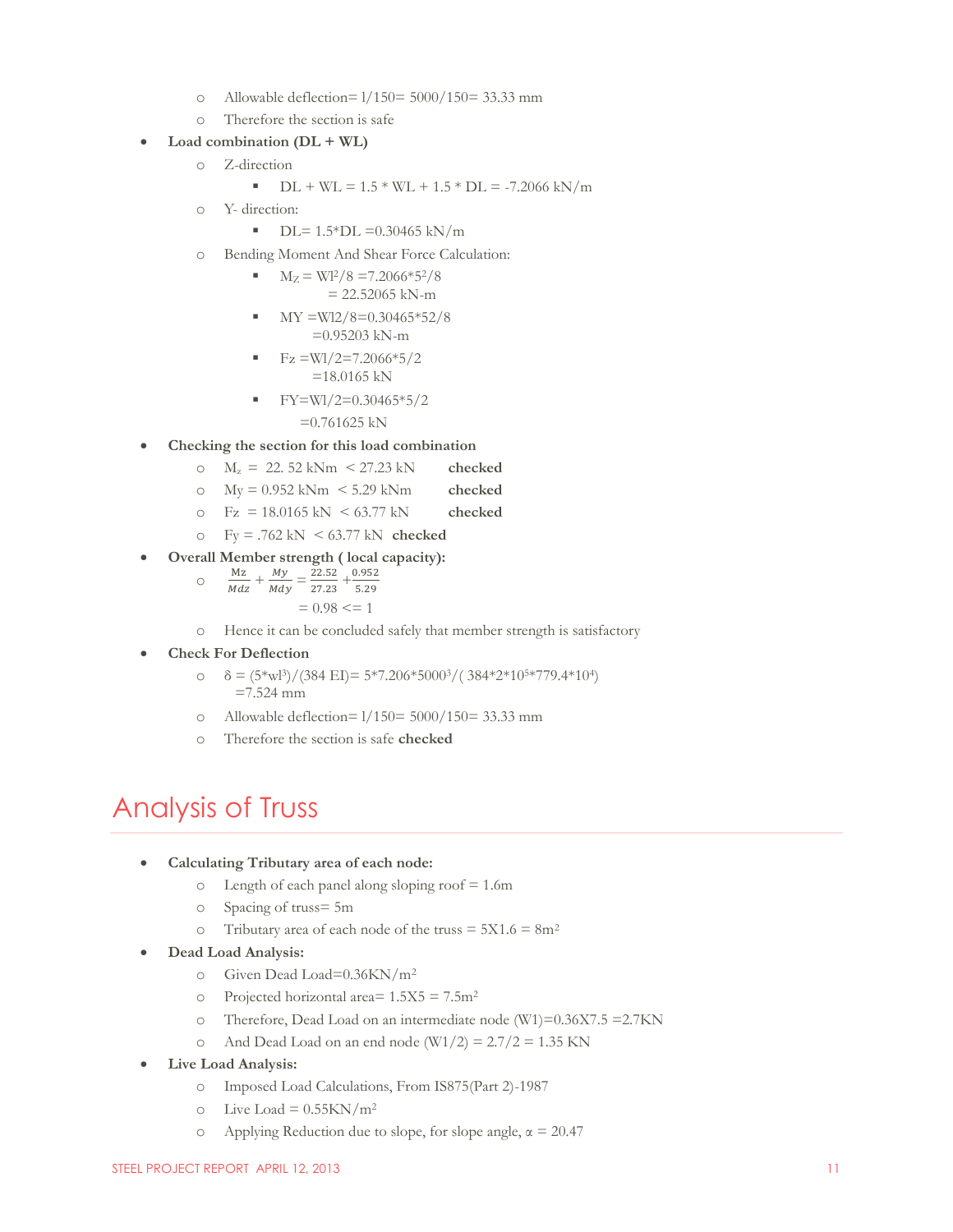- Allowable deflection= l/150= 5000/150= 33.33 mm
- Therefore the section is safe

- **Load combination (DL + WL)**
  - Z-direction
    - DL + WL = 1.5 * WL + 1.5 * DL = -7.2066 kN/m
  - Y- direction:
    - DL= 1.5*DL =0.30465 kN/m
  - Bending Moment And Shear Force Calculation:
    - $M_Z = Wl^2/8 = 7.2066*5^2/8$
      $= 22.52065$ kN-m
    - MY =Wl2/8=0.30465*52/8
      =0.95203 kN-m
    - Fz =Wl/2=7.2066*5/2
      =18.0165 kN
    - FY=Wl/2=0.30465*5/2
      =0.761625 kN

- **Checking the section for this load combination**
  - $M_z$ = 22. 52 kNm < 27.23 kN **checked**
  - My = 0.952 kNm < 5.29 kNm **checked**
  - Fz = 18.0165 kN < 63.77 kN **checked**
  - Fy = .762 kN < 63.77 kN **checked**

- **Overall Member strength ( local capacity):**
  - $\frac{Mz}{Mdz} + \frac{My}{Mdy} = \frac{22.52}{27.23} + \frac{0.952}{5.29}$
    $= 0.98 <= 1$
  - Hence it can be concluded safely that member strength is satisfactory

- **Check For Deflection**
  - $\delta = (5*wl^3)/(384\ EI) = 5*7.206*5000^3/(384*2*10^5*779.4*10^4)$
    =7.524 mm
  - Allowable deflection= l/150= 5000/150= 33.33 mm
  - Therefore the section is safe **checked**

# Analysis of Truss

- **Calculating Tributary area of each node:**
  - Length of each panel along sloping roof = 1.6m
  - Spacing of truss= 5m
  - Tributary area of each node of the truss = 5X1.6 = 8m$^2$
- **Dead Load Analysis:**
  - Given Dead Load=0.36KN/m$^2$
  - Projected horizontal area= 1.5X5 = 7.5m$^2$
  - Therefore, Dead Load on an intermediate node (W1)=0.36X7.5 =2.7KN
  - And Dead Load on an end node (W1/2) = 2.7/2 = 1.35 KN
- **Live Load Analysis:**
  - Imposed Load Calculations, From IS875(Part 2)-1987
  - Live Load = 0.55KN/m$^2$
  - Applying Reduction due to slope, for slope angle, $\alpha$ = 20.47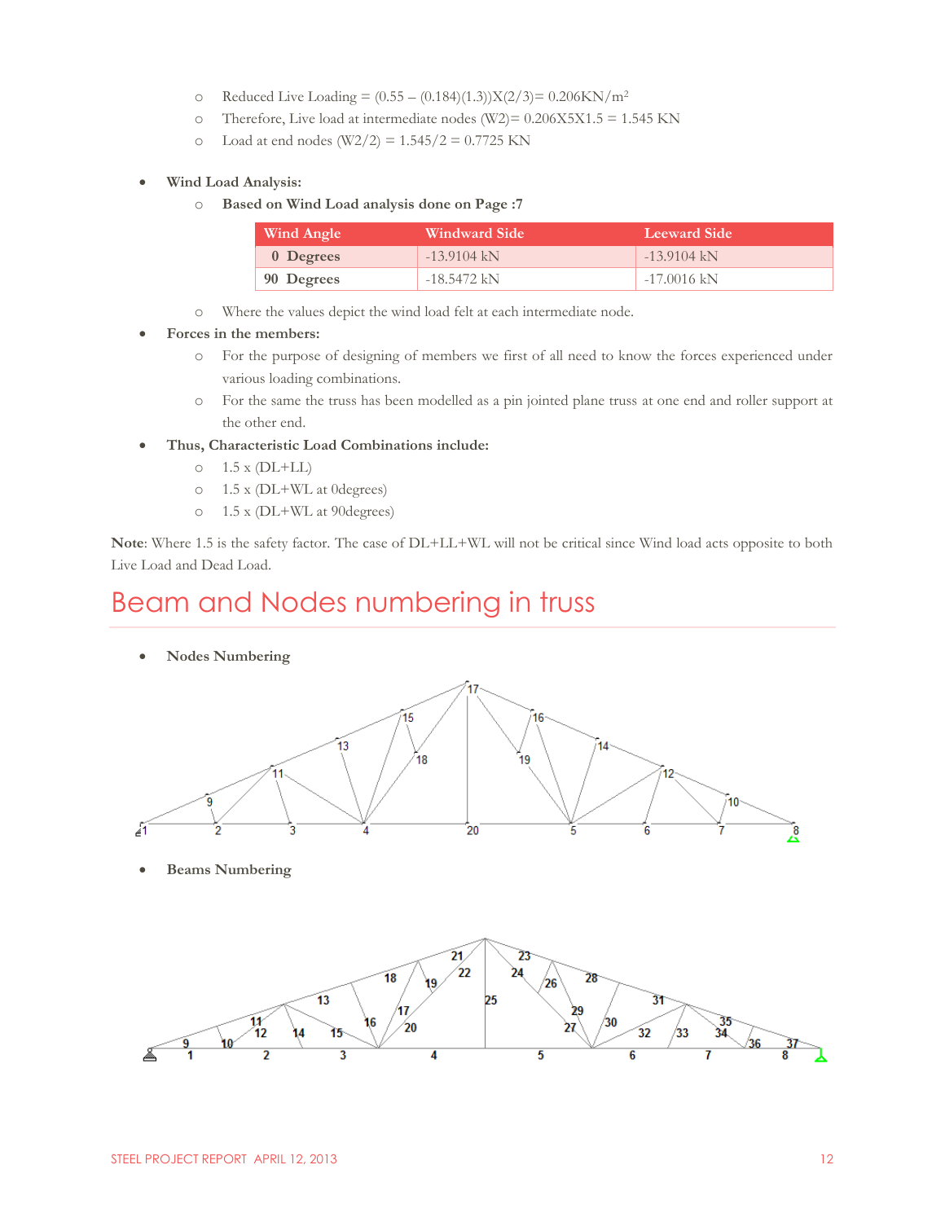- Reduced Live Loading = (0.55 – (0.184)(1.3))X(2/3)= 0.206KN/m$^2$
- Therefore, Live load at intermediate nodes (W2)= 0.206X5X1.5 = 1.545 KN
- Load at end nodes (W2/2) = 1.545/2 = 0.7725 KN

- **Wind Load Analysis:**
  - **Based on Wind Load analysis done on Page :7**

| Wind Angle | Windward Side | Leeward Side |
|---|---|---|
| **0 Degrees** | -13.9104 kN | -13.9104 kN |
| **90 Degrees** | -18.5472 kN | -17.0016 kN |

  - Where the values depict the wind load felt at each intermediate node.
- **Forces in the members:**
  - For the purpose of designing of members we first of all need to know the forces experienced under various loading combinations.
  - For the same the truss has been modelled as a pin jointed plane truss at one end and roller support at the other end.
- **Thus, Characteristic Load Combinations include:**
  - 1.5 x (DL+LL)
  - 1.5 x (DL+WL at 0degrees)
  - 1.5 x (DL+WL at 90degrees)

**Note**: Where 1.5 is the safety factor. The case of DL+LL+WL will not be critical since Wind load acts opposite to both Live Load and Dead Load.

# Beam and Nodes numbering in truss

- **Nodes Numbering**

- **Beams Numbering**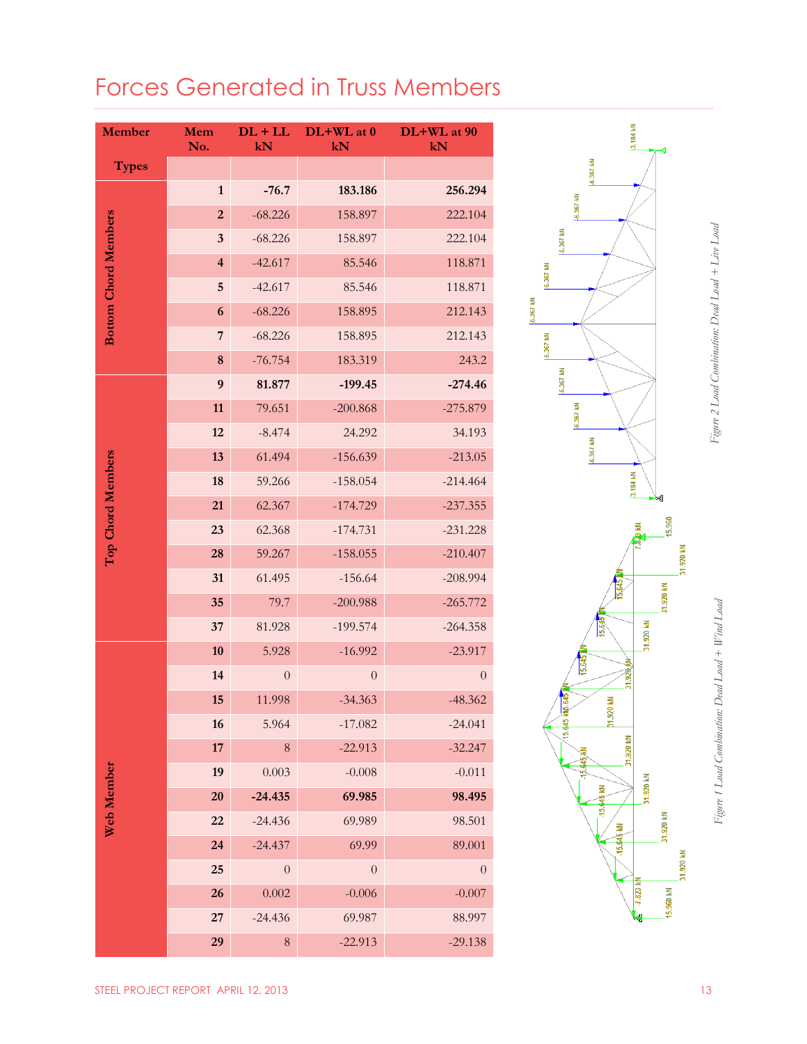# Forces Generated in Truss Members

| Member Types | Mem No. | DL + LL kN | DL+WL at 0 kN | DL+WL at 90 kN |
|---|---|---|---|---|
| Bottom Chord Members | **1** | **-76.7** | **183.186** | **256.294** |
| | 2 | -68.226 | 158.897 | 222.104 |
| | 3 | -68.226 | 158.897 | 222.104 |
| | 4 | -42.617 | 85.546 | 118.871 |
| | 5 | -42.617 | 85.546 | 118.871 |
| | 6 | -68.226 | 158.895 | 212.143 |
| | 7 | -68.226 | 158.895 | 212.143 |
| | 8 | -76.754 | 183.319 | 243.2 |
| Top Chord Members | **9** | **81.877** | **-199.45** | **-274.46** |
| | 11 | 79.651 | -200.868 | -275.879 |
| | 12 | -8.474 | 24.292 | 34.193 |
| | 13 | 61.494 | -156.639 | -213.05 |
| | 18 | 59.266 | -158.054 | -214.464 |
| | 21 | 62.367 | -174.729 | -237.355 |
| | 23 | 62.368 | -174.731 | -231.228 |
| | 28 | 59.267 | -158.055 | -210.407 |
| | 31 | 61.495 | -156.64 | -208.994 |
| | 35 | 79.7 | -200.988 | -265.772 |
| | 37 | 81.928 | -199.574 | -264.358 |
| Web Member | 10 | 5.928 | -16.992 | -23.917 |
| | 14 | 0 | 0 | 0 |
| | 15 | 11.998 | -34.363 | -48.362 |
| | 16 | 5.964 | -17.082 | -24.041 |
| | 17 | 8 | -22.913 | -32.247 |
| | 19 | 0.003 | -0.008 | -0.011 |
| | **20** | **-24.435** | **69.985** | **98.495** |
| | 22 | -24.436 | 69.989 | 98.501 |
| | 24 | -24.437 | 69.99 | 89.001 |
| | 25 | 0 | 0 | 0 |
| | 26 | 0.002 | -0.006 | -0.007 |
| | 27 | -24.436 | 69.987 | 88.997 |
| | 29 | 8 | -22.913 | -29.138 |

*Figure 2 Load Combination: Dead Load + Live Load*

*Figure 1 Load Combination: Dead Load + Wind Load*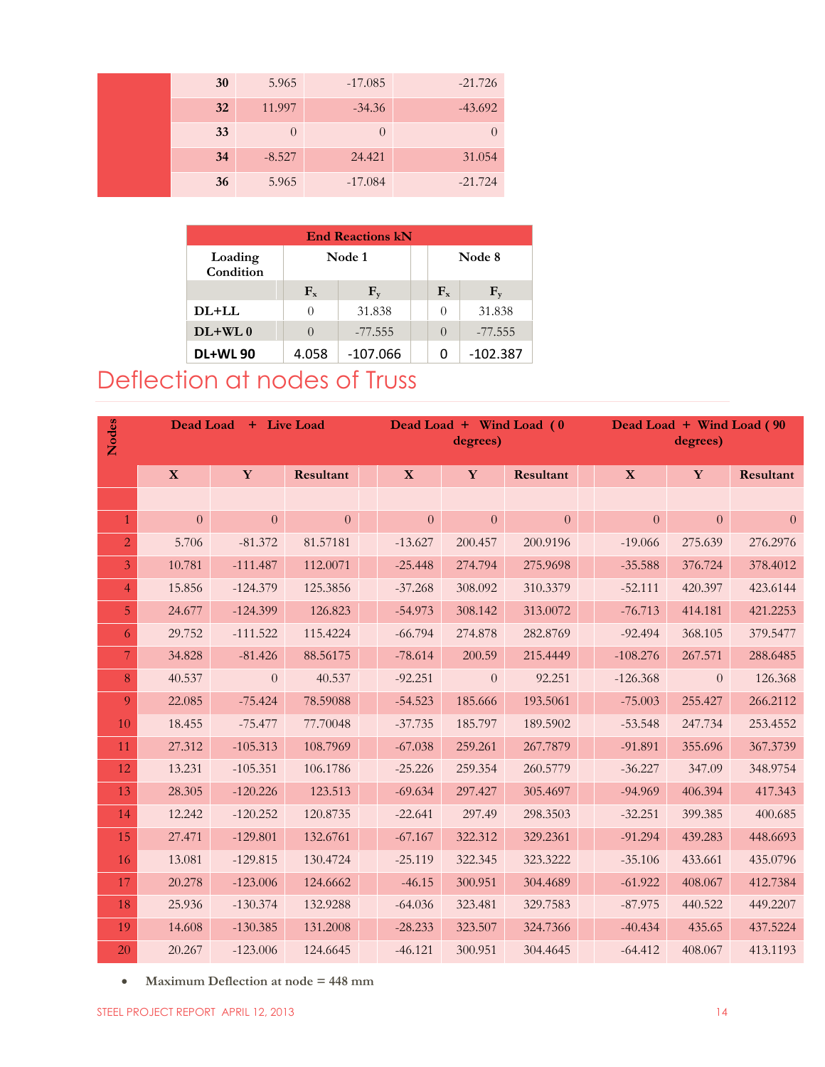| | | | | |
|---|---|---|---|---|
| | 30 | 5.965 | -17.085 | -21.726 |
| | 32 | 11.997 | -34.36 | -43.692 |
| | 33 | 0 | 0 | 0 |
| | 34 | -8.527 | 24.421 | 31.054 |
| | 36 | 5.965 | -17.084 | -21.724 |

| End Reactions kN | | | | |
|---|---|---|---|---|
| Loading Condition | Node 1 | | Node 8 | |
| | $F_x$ | $F_y$ | $F_x$ | $F_y$ |
| DL+LL | 0 | 31.838 | 0 | 31.838 |
| DL+WL 0 | 0 | -77.555 | 0 | -77.555 |
| DL+WL 90 | 4.058 | -107.066 | 0 | -102.387 |

# Deflection at nodes of Truss

| Nodes | Dead Load + Live Load | | | Dead Load + Wind Load ( 0 degrees) | | | Dead Load + Wind Load ( 90 degrees) | | |
|---|---|---|---|---|---|---|---|---|---|
| | X | Y | Resultant | X | Y | Resultant | X | Y | Resultant |
| 1 | 0 | 0 | 0 | 0 | 0 | 0 | 0 | 0 | 0 |
| 2 | 5.706 | -81.372 | 81.57181 | -13.627 | 200.457 | 200.9196 | -19.066 | 275.639 | 276.2976 |
| 3 | 10.781 | -111.487 | 112.0071 | -25.448 | 274.794 | 275.9698 | -35.588 | 376.724 | 378.4012 |
| 4 | 15.856 | -124.379 | 125.3856 | -37.268 | 308.092 | 310.3379 | -52.111 | 420.397 | 423.6144 |
| 5 | 24.677 | -124.399 | 126.823 | -54.973 | 308.142 | 313.0072 | -76.713 | 414.181 | 421.2253 |
| 6 | 29.752 | -111.522 | 115.4224 | -66.794 | 274.878 | 282.8769 | -92.494 | 368.105 | 379.5477 |
| 7 | 34.828 | -81.426 | 88.56175 | -78.614 | 200.59 | 215.4449 | -108.276 | 267.571 | 288.6485 |
| 8 | 40.537 | 0 | 40.537 | -92.251 | 0 | 92.251 | -126.368 | 0 | 126.368 |
| 9 | 22.085 | -75.424 | 78.59088 | -54.523 | 185.666 | 193.5061 | -75.003 | 255.427 | 266.2112 |
| 10 | 18.455 | -75.477 | 77.70048 | -37.735 | 185.797 | 189.5902 | -53.548 | 247.734 | 253.4552 |
| 11 | 27.312 | -105.313 | 108.7969 | -67.038 | 259.261 | 267.7879 | -91.891 | 355.696 | 367.3739 |
| 12 | 13.231 | -105.351 | 106.1786 | -25.226 | 259.354 | 260.5779 | -36.227 | 347.09 | 348.9754 |
| 13 | 28.305 | -120.226 | 123.513 | -69.634 | 297.427 | 305.4697 | -94.969 | 406.394 | 417.343 |
| 14 | 12.242 | -120.252 | 120.8735 | -22.641 | 297.49 | 298.3503 | -32.251 | 399.385 | 400.685 |
| 15 | 27.471 | -129.801 | 132.6761 | -67.167 | 322.312 | 329.2361 | -91.294 | 439.283 | 448.6693 |
| 16 | 13.081 | -129.815 | 130.4724 | -25.119 | 322.345 | 323.3222 | -35.106 | 433.661 | 435.0796 |
| 17 | 20.278 | -123.006 | 124.6662 | -46.15 | 300.951 | 304.4689 | -61.922 | 408.067 | 412.7384 |
| 18 | 25.936 | -130.374 | 132.9288 | -64.036 | 323.481 | 329.7583 | -87.975 | 440.522 | 449.2207 |
| 19 | 14.608 | -130.385 | 131.2008 | -28.233 | 323.507 | 324.7366 | -40.434 | 435.65 | 437.5224 |
| 20 | 20.267 | -123.006 | 124.6645 | -46.121 | 300.951 | 304.4645 | -64.412 | 408.067 | 413.1193 |

- **Maximum Deflection at node = 448 mm**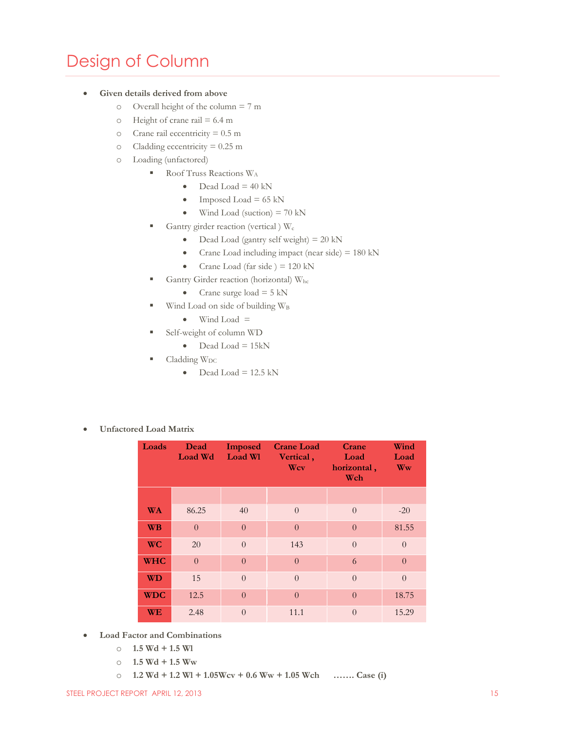# Design of Column

- **Given details derived from above**
  - Overall height of the column = 7 m
  - Height of crane rail = 6.4 m
  - Crane rail eccentricity = 0.5 m
  - Cladding eccentricity = 0.25 m
  - Loading (unfactored)
    - Roof Truss Reactions $W_A$
      - Dead Load = 40 kN
      - Imposed Load = 65 kN
      - Wind Load (suction) = 70 kN
    - Gantry girder reaction (vertical ) $W_c$
      - Dead Load (gantry self weight) = 20 kN
      - Crane Load including impact (near side) = 180 kN
      - Crane Load (far side ) = 120 kN
    - Gantry Girder reaction (horizontal) $W_{hc}$
      - Crane surge load = 5 kN
    - Wind Load on side of building $W_B$
      - Wind Load =
    - Self-weight of column WD
      - Dead Load = 15kN
    - Cladding $W_{DC}$
      - Dead Load = 12.5 kN

- **Unfactored Load Matrix**

| Loads | Dead Load Wd | Imposed Load Wl | Crane Load Vertical , Wcv | Crane Load horizontal , Wch | Wind Load Ww |
|---|---|---|---|---|---|
| | | | | | |
| **WA** | 86.25 | 40 | 0 | 0 | -20 |
| **WB** | 0 | 0 | 0 | 0 | 81.55 |
| **WC** | 20 | 0 | 143 | 0 | 0 |
| **WHC** | 0 | 0 | 0 | 6 | 0 |
| **WD** | 15 | 0 | 0 | 0 | 0 |
| **WDC** | 12.5 | 0 | 0 | 0 | 18.75 |
| **WE** | 2.48 | 0 | 11.1 | 0 | 15.29 |

- **Load Factor and Combinations**
  - **1.5 Wd + 1.5 Wl**
  - **1.5 Wd + 1.5 Ww**
  - **1.2 Wd + 1.2 Wl + 1.05Wcv + 0.6 Ww + 1.05 Wch ……. Case (i)**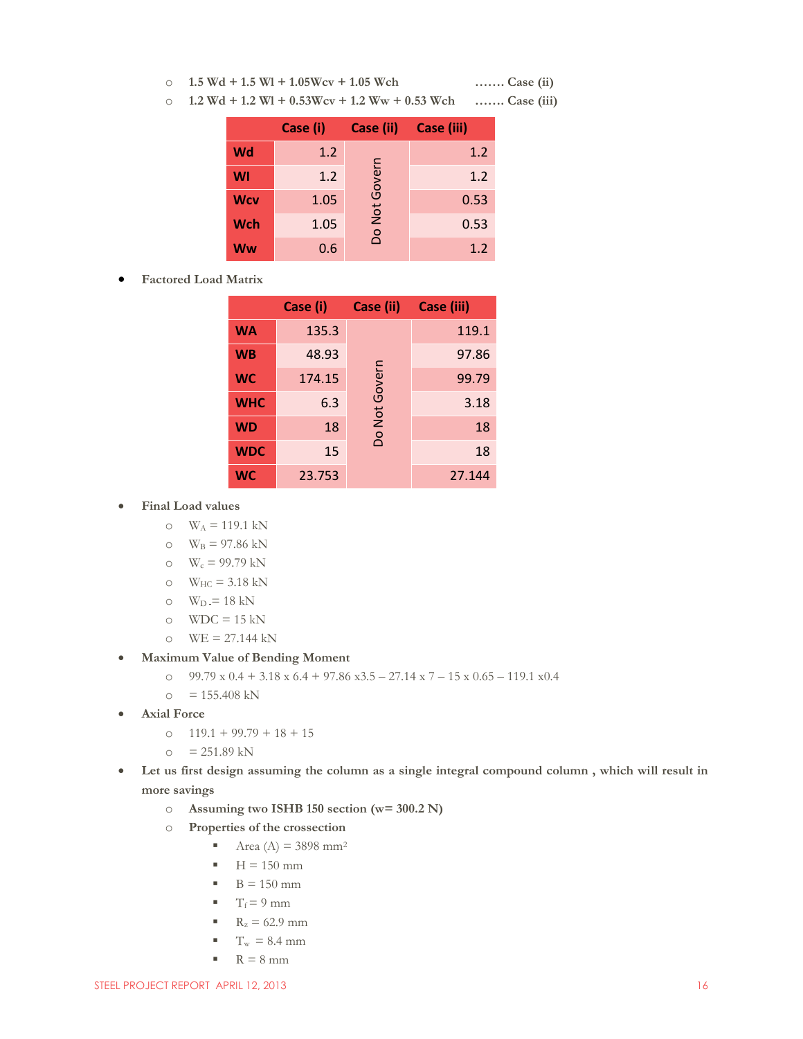- 1.5 Wd + 1.5 Wl + 1.05Wcv + 1.05 Wch ……. Case (ii)
- 1.2 Wd + 1.2 Wl + 0.53Wcv + 1.2 Ww + 0.53 Wch ……. Case (iii)

| | Case (i) | Case (ii) | Case (iii) |
|---|---|---|---|
| Wd | 1.2 | Do Not Govern | 1.2 |
| Wl | 1.2 | | 1.2 |
| Wcv | 1.05 | | 0.53 |
| Wch | 1.05 | | 0.53 |
| Ww | 0.6 | | 1.2 |

- **Factored Load Matrix**

| | Case (i) | Case (ii) | Case (iii) |
|---|---|---|---|
| WA | 135.3 | Do Not Govern | 119.1 |
| WB | 48.93 | | 97.86 |
| WC | 174.15 | | 99.79 |
| WHC | 6.3 | | 3.18 |
| WD | 18 | | 18 |
| WDC | 15 | | 18 |
| WC | 23.753 | | 27.144 |

- **Final Load values**
  - $W_A$ = 119.1 kN
  - $W_B$ = 97.86 kN
  - $W_c$ = 99.79 kN
  - $W_{HC}$ = 3.18 kN
  - $W_D$ = 18 kN
  - WDC = 15 kN
  - WE = 27.144 kN
- **Maximum Value of Bending Moment**
  - 99.79 x 0.4 + 3.18 x 6.4 + 97.86 x3.5 – 27.14 x 7 – 15 x 0.65 – 119.1 x0.4
  - = 155.408 kN
- **Axial Force**
  - 119.1 + 99.79 + 18 + 15
  - = 251.89 kN
- **Let us first design assuming the column as a single integral compound column , which will result in more savings**
  - **Assuming two ISHB 150 section (w= 300.2 N)**
  - **Properties of the crossection**
    - Area (A) = 3898 mm$^2$
    - H = 150 mm
    - B = 150 mm
    - $T_f$ = 9 mm
    - $R_z$ = 62.9 mm
    - $T_w$ = 8.4 mm
    - R = 8 mm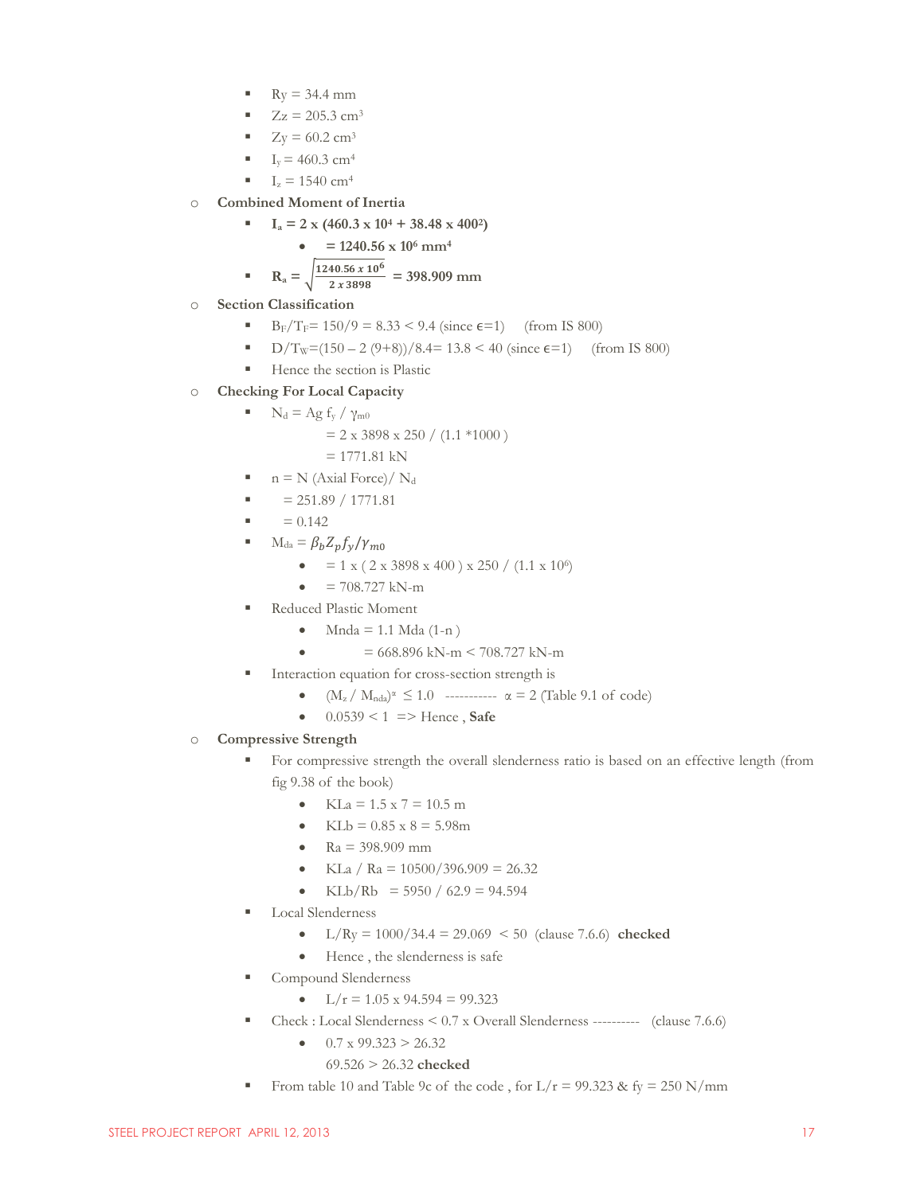- $R_y$ = 34.4 mm
- $Z_z$ = 205.3 $cm^3$
- $Z_y$ = 60.2 $cm^3$
- $I_y$ = 460.3 $cm^4$
- $I_z$ = 1540 $cm^4$

- **Combined Moment of Inertia**
  - **$I_a = 2 \times (460.3 \times 10^4 + 38.48 \times 400^2)$**
    - **$= 1240.56 \times 10^6$ $mm^4$**
  - **$R_a = \sqrt{\frac{1240.56 \times 10^6}{2 \times 3898}} = 398.909$ mm**

- **Section Classification**
  - $B_F/T_F$ = 150/9 = 8.33 < 9.4 (since ϵ=1) (from IS 800)
  - $D/T_W$=(150 – 2 (9+8))/8.4= 13.8 < 40 (since ϵ=1) (from IS 800)
  - Hence the section is Plastic

- **Checking For Local Capacity**
  - $N_d = A_g f_y / \gamma_{m0}$
    
    = 2 x 3898 x 250 / (1.1 *1000 )
    
    = 1771.81 kN
  - n = N (Axial Force)/ $N_d$
  - = 251.89 / 1771.81
  - = 0.142
  - $M_{da} = \beta_b Z_p f_y / \gamma_{m0}$
    - = 1 x ( 2 x 3898 x 400 ) x 250 / (1.1 x $10^6$)
    - = 708.727 kN-m
  - Reduced Plastic Moment
    - Mnda = 1.1 Mda (1-n )
    - = 668.896 kN-m < 708.727 kN-m
  - Interaction equation for cross-section strength is
    - $(M_z / M_{nda})^{\alpha} \leq 1.0$ ----------- α = 2 (Table 9.1 of code)
    - 0.0539 < 1 => Hence , **Safe**

- **Compressive Strength**
  - For compressive strength the overall slenderness ratio is based on an effective length (from fig 9.38 of the book)
    - KLa = 1.5 x 7 = 10.5 m
    - KLb = 0.85 x 8 = 5.98m
    - Ra = 398.909 mm
    - KLa / Ra = 10500/396.909 = 26.32
    - KLb/Rb = 5950 / 62.9 = 94.594
  - Local Slenderness
    - L/Ry = 1000/34.4 = 29.069 < 50 (clause 7.6.6) **checked**
    - Hence , the slenderness is safe
  - Compound Slenderness
    - L/r = 1.05 x 94.594 = 99.323
  - Check : Local Slenderness < 0.7 x Overall Slenderness ---------- (clause 7.6.6)
    - 0.7 x 99.323 > 26.32
      
      69.526 > 26.32 **checked**
  - From table 10 and Table 9c of the code , for L/r = 99.323 & fy = 250 N/mm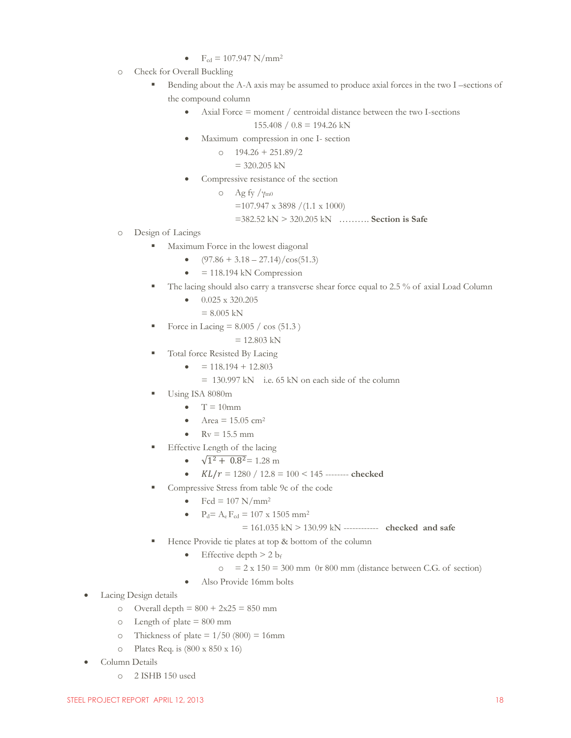- $F_{cd}$ = 107.947 N/mm$^2$

- Check for Overall Buckling
  - Bending about the A-A axis may be assumed to produce axial forces in the two I –sections of the compound column
    - Axial Force = moment / centroidal distance between the two I-sections

      155.408 / 0.8 = 194.26 kN
    - Maximum compression in one I- section
      - 194.26 + 251.89/2

        = 320.205 kN
    - Compressive resistance of the section
      - Ag fy /$\gamma_{m0}$

        =107.947 x 3898 /(1.1 x 1000)

        =382.52 kN > 320.205 kN ………. **Section is Safe**
- Design of Lacings
  - Maximum Force in the lowest diagonal
    - (97.86 + 3.18 – 27.14)/cos(51.3)
    - = 118.194 kN Compression
  - The lacing should also carry a transverse shear force equal to 2.5 % of axial Load Column
    - 0.025 x 320.205

      = 8.005 kN
  - Force in Lacing = 8.005 / cos (51.3 )

    = 12.803 kN
  - Total force Resisted By Lacing
    - = 118.194 + 12.803

      = 130.997 kN i.e. 65 kN on each side of the column
  - Using ISA 8080m
    - T = 10mm
    - Area = 15.05 cm$^2$
    - Rv = 15.5 mm
  - Effective Length of the lacing
    - $\sqrt{1^2 + 0.8^2}$= 1.28 m
    - $KL/r$ = 1280 / 12.8 = 100 < 145 -------- **checked**
  - Compressive Stress from table 9c of the code
    - Fcd = 107 N/mm$^2$
    - $P_d$= $A_e F_{cd}$ = 107 x 1505 mm$^2$

      = 161.035 kN > 130.99 kN ------------ **checked and safe**
  - Hence Provide tie plates at top & bottom of the column
    - Effective depth > 2 $b_f$
      - = 2 x 150 = 300 mm 0r 800 mm (distance between C.G. of section)
    - Also Provide 16mm bolts

- Lacing Design details
  - Overall depth = 800 + 2x25 = 850 mm
  - Length of plate = 800 mm
  - Thickness of plate = 1/50 (800) = 16mm
  - Plates Req. is (800 x 850 x 16)
- Column Details
  - 2 ISHB 150 used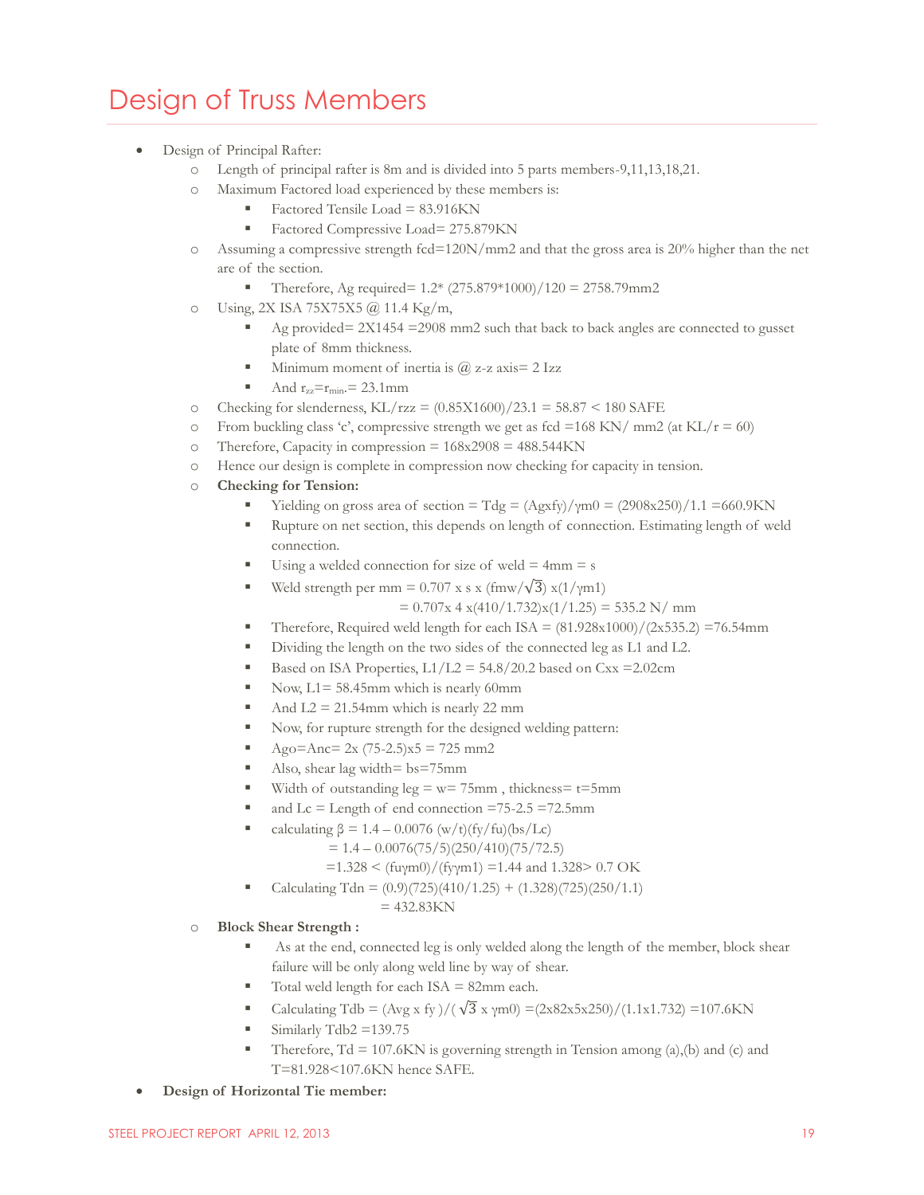# Design of Truss Members

- Design of Principal Rafter:
  - Length of principal rafter is 8m and is divided into 5 parts members-9,11,13,18,21.
  - Maximum Factored load experienced by these members is:
    - Factored Tensile Load = 83.916KN
    - Factored Compressive Load= 275.879KN
  - Assuming a compressive strength fcd=120N/mm2 and that the gross area is 20% higher than the net are of the section.
    - Therefore, Ag required= 1.2* (275.879*1000)/120 = 2758.79mm2
  - Using, 2X ISA 75X75X5 @ 11.4 Kg/m,
    - Ag provided= 2X1454 =2908 mm2 such that back to back angles are connected to gusset plate of 8mm thickness.
    - Minimum moment of inertia is @ z-z axis= 2 Izz
    - And $r_{zz}=r_{min}$.= 23.1mm
  - Checking for slenderness, KL/rzz = (0.85X1600)/23.1 = 58.87 < 180 SAFE
  - From buckling class 'c', compressive strength we get as fcd =168 KN/ mm2 (at KL/r = 60)
  - Therefore, Capacity in compression = 168x2908 = 488.544KN
  - Hence our design is complete in compression now checking for capacity in tension.
  - **Checking for Tension:**
    - Yielding on gross area of section = Tdg = (Agxfy)/γm0 = (2908x250)/1.1 =660.9KN
    - Rupture on net section, this depends on length of connection. Estimating length of weld connection.
    - Using a welded connection for size of weld = 4mm = s
    - Weld strength per mm = 0.707 x s x (fmw/$\sqrt{3}$) x(1/γm1)
      = 0.707x 4 x(410/1.732)x(1/1.25) = 535.2 N/ mm
    - Therefore, Required weld length for each ISA = (81.928x1000)/(2x535.2) =76.54mm
    - Dividing the length on the two sides of the connected leg as L1 and L2.
    - Based on ISA Properties, L1/L2 = 54.8/20.2 based on Cxx =2.02cm
    - Now, L1= 58.45mm which is nearly 60mm
    - And L2 = 21.54mm which is nearly 22 mm
    - Now, for rupture strength for the designed welding pattern:
    - Ago=Anc= 2x (75-2.5)x5 = 725 mm2
    - Also, shear lag width= bs=75mm
    - Width of outstanding leg = w= 75mm , thickness= t=5mm
    - and Lc = Length of end connection =75-2.5 =72.5mm
    - calculating β = 1.4 – 0.0076 (w/t)(fy/fu)(bs/Lc)
      = 1.4 – 0.0076(75/5)(250/410)(75/72.5)
      =1.328 < (fuγm0)/(fyγm1) =1.44 and 1.328> 0.7 OK
    - Calculating Tdn = (0.9)(725)(410/1.25) + (1.328)(725)(250/1.1)
      = 432.83KN
  - **Block Shear Strength :**
    - As at the end, connected leg is only welded along the length of the member, block shear failure will be only along weld line by way of shear.
    - Total weld length for each ISA = 82mm each.
    - Calculating Tdb = (Avg x fy )/( $\sqrt{3}$ x γm0) =(2x82x5x250)/(1.1x1.732) =107.6KN
    - Similarly Tdb2 =139.75
    - Therefore, Td = 107.6KN is governing strength in Tension among (a),(b) and (c) and T=81.928<107.6KN hence SAFE.
- **Design of Horizontal Tie member:**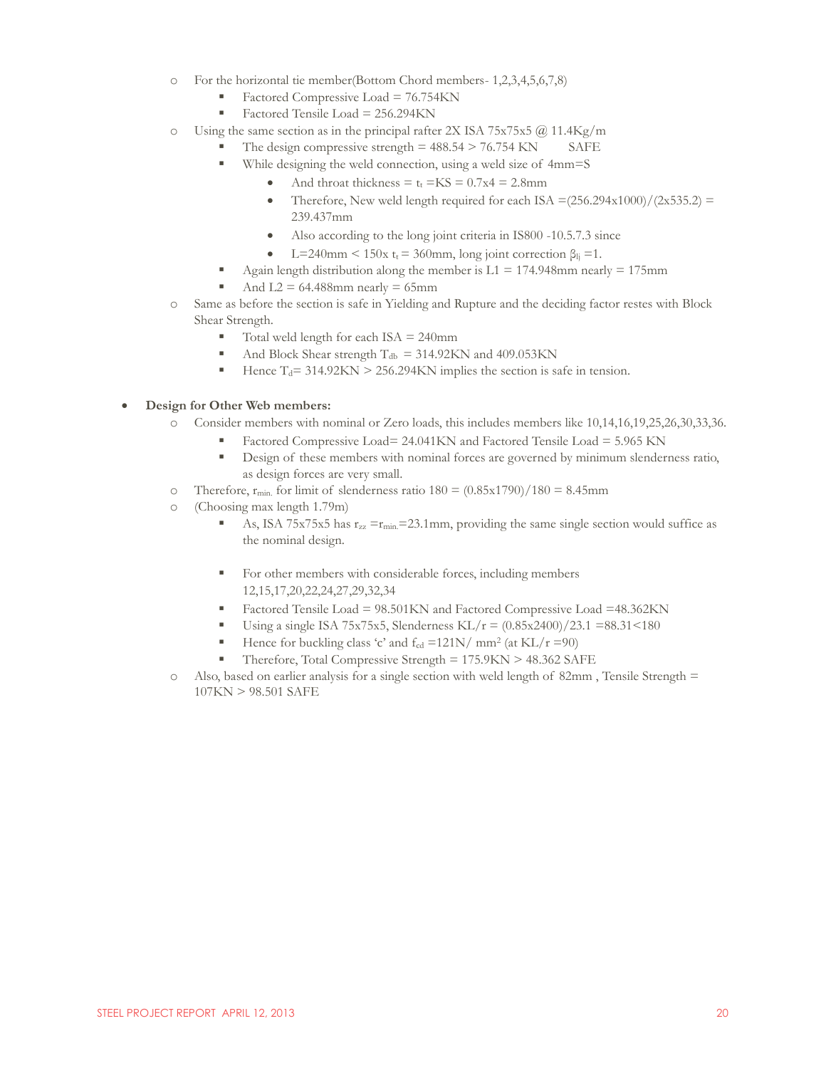- For the horizontal tie member(Bottom Chord members- 1,2,3,4,5,6,7,8)
  - Factored Compressive Load = 76.754KN
  - Factored Tensile Load = 256.294KN
- Using the same section as in the principal rafter 2X ISA 75x75x5 @ 11.4Kg/m
  - The design compressive strength = 488.54 > 76.754 KN  SAFE
  - While designing the weld connection, using a weld size of 4mm=S
    - And throat thickness = $t_t$ =KS = 0.7x4 = 2.8mm
    - Therefore, New weld length required for each ISA =(256.294x1000)/(2x535.2) = 239.437mm
    - Also according to the long joint criteria in IS800 -10.5.7.3 since
    - L=240mm < 150x $t_t$ = 360mm, long joint correction $\beta_{lj}$ =1.
  - Again length distribution along the member is L1 = 174.948mm nearly = 175mm
  - And L2 = 64.488mm nearly = 65mm
- Same as before the section is safe in Yielding and Rupture and the deciding factor restes with Block Shear Strength.
  - Total weld length for each ISA = 240mm
  - And Block Shear strength $T_{db}$ = 314.92KN and 409.053KN
  - Hence $T_d$= 314.92KN > 256.294KN implies the section is safe in tension.

- **Design for Other Web members:**
  - Consider members with nominal or Zero loads, this includes members like 10,14,16,19,25,26,30,33,36.
    - Factored Compressive Load= 24.041KN and Factored Tensile Load = 5.965 KN
    - Design of these members with nominal forces are governed by minimum slenderness ratio, as design forces are very small.
  - Therefore, $r_{min.}$ for limit of slenderness ratio 180 = (0.85x1790)/180 = 8.45mm
  - (Choosing max length 1.79m)
    - As, ISA 75x75x5 has $r_{zz}$ =$r_{min.}$=23.1mm, providing the same single section would suffice as the nominal design.

    - For other members with considerable forces, including members 12,15,17,20,22,24,27,29,32,34
    - Factored Tensile Load = 98.501KN and Factored Compressive Load =48.362KN
    - Using a single ISA 75x75x5, Slenderness KL/r = (0.85x2400)/23.1 =88.31<180
    - Hence for buckling class 'c' and $f_{cd}$ =121N/ mm$^2$ (at KL/r =90)
    - Therefore, Total Compressive Strength = 175.9KN > 48.362 SAFE
  - Also, based on earlier analysis for a single section with weld length of 82mm , Tensile Strength = 107KN > 98.501 SAFE